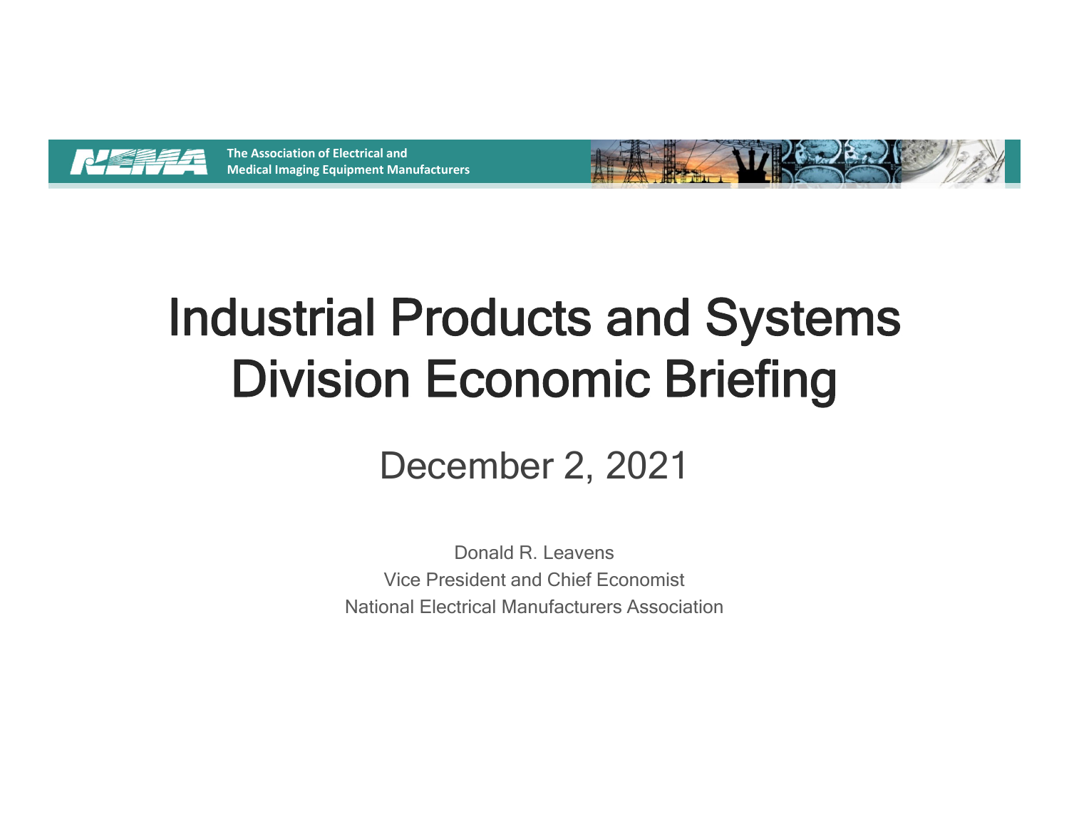NEMA

The Association of Electrical and Medical Imaging Equipment Manufacturers

# Industrial Products and Systems Division Economic Briefing

## December 2, 2021

Donald R. Leavens
Vice President and Chief Economist
National Electrical Manufacturers Association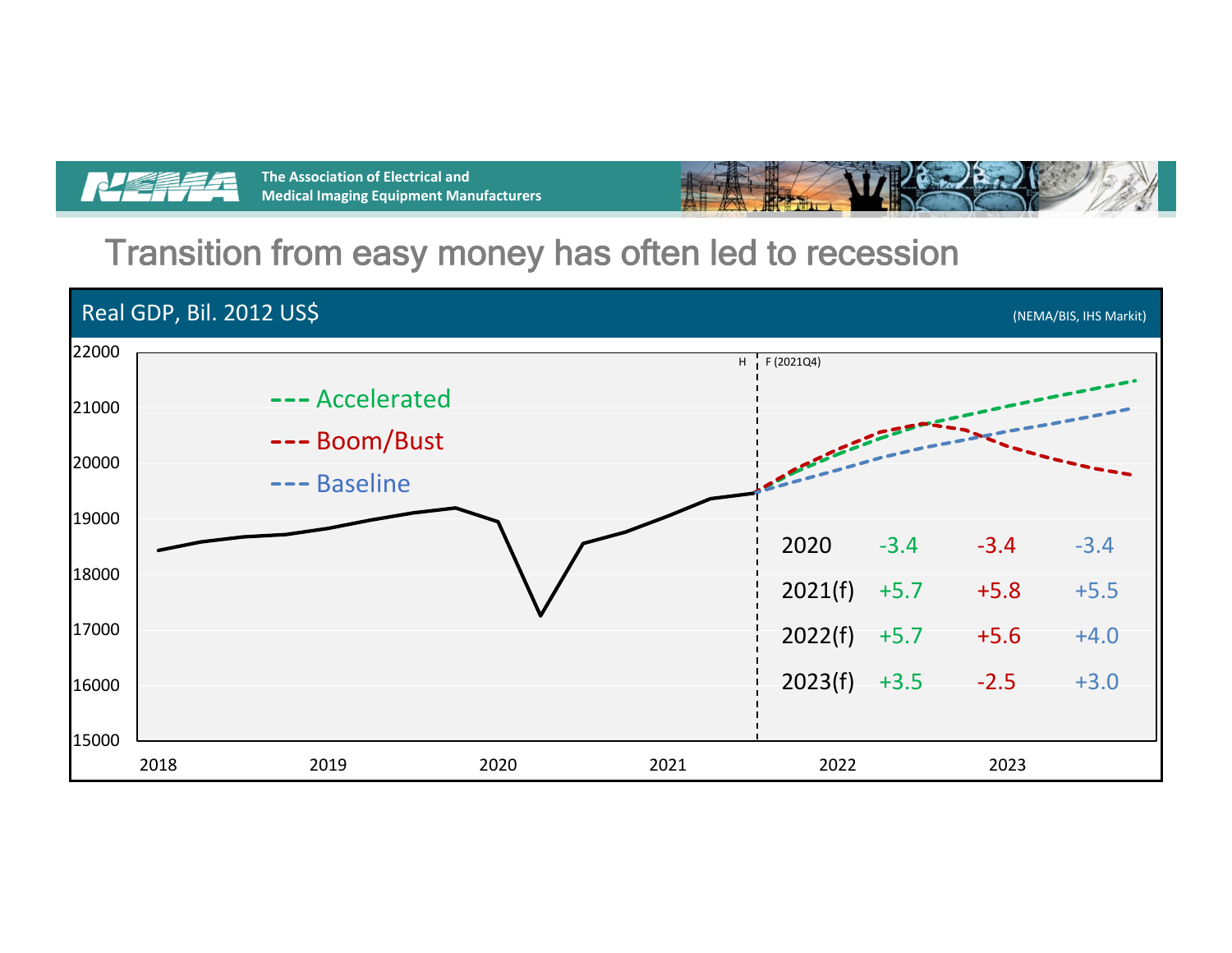# Transition from easy money has often led to recession

**Real GDP, Bil. 2012 US$** (NEMA/BIS, IHS Markit)

|  | Accelerated | Boom/Bust | Baseline |
|---|---|---|---|
| 2020 | -3.4 | -3.4 | -3.4 |
| 2021(f) | +5.7 | +5.8 | +5.5 |
| 2022(f) | +5.7 | +5.6 | +4.0 |
| 2023(f) | +3.5 | -2.5 | +3.0 |

H | F (2021Q4)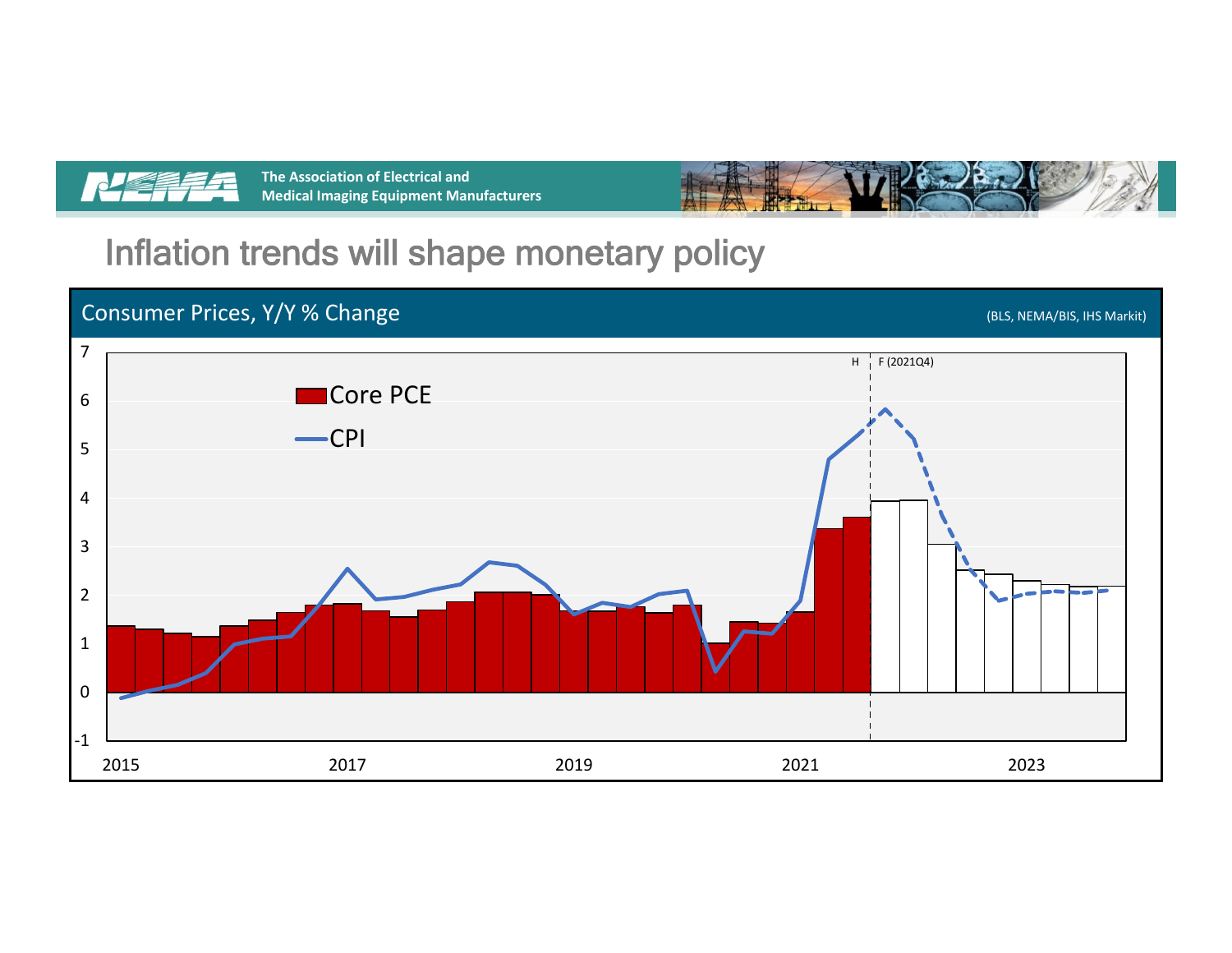The Association of Electrical and Medical Imaging Equipment Manufacturers

# Inflation trends will shape monetary policy

Consumer Prices, Y/Y % Change

(BLS, NEMA/BIS, IHS Markit)

Core PCE

CPI

H | F (2021Q4)

7
6
5
4
3
2
1
0
-1

2015 2017 2019 2021 2023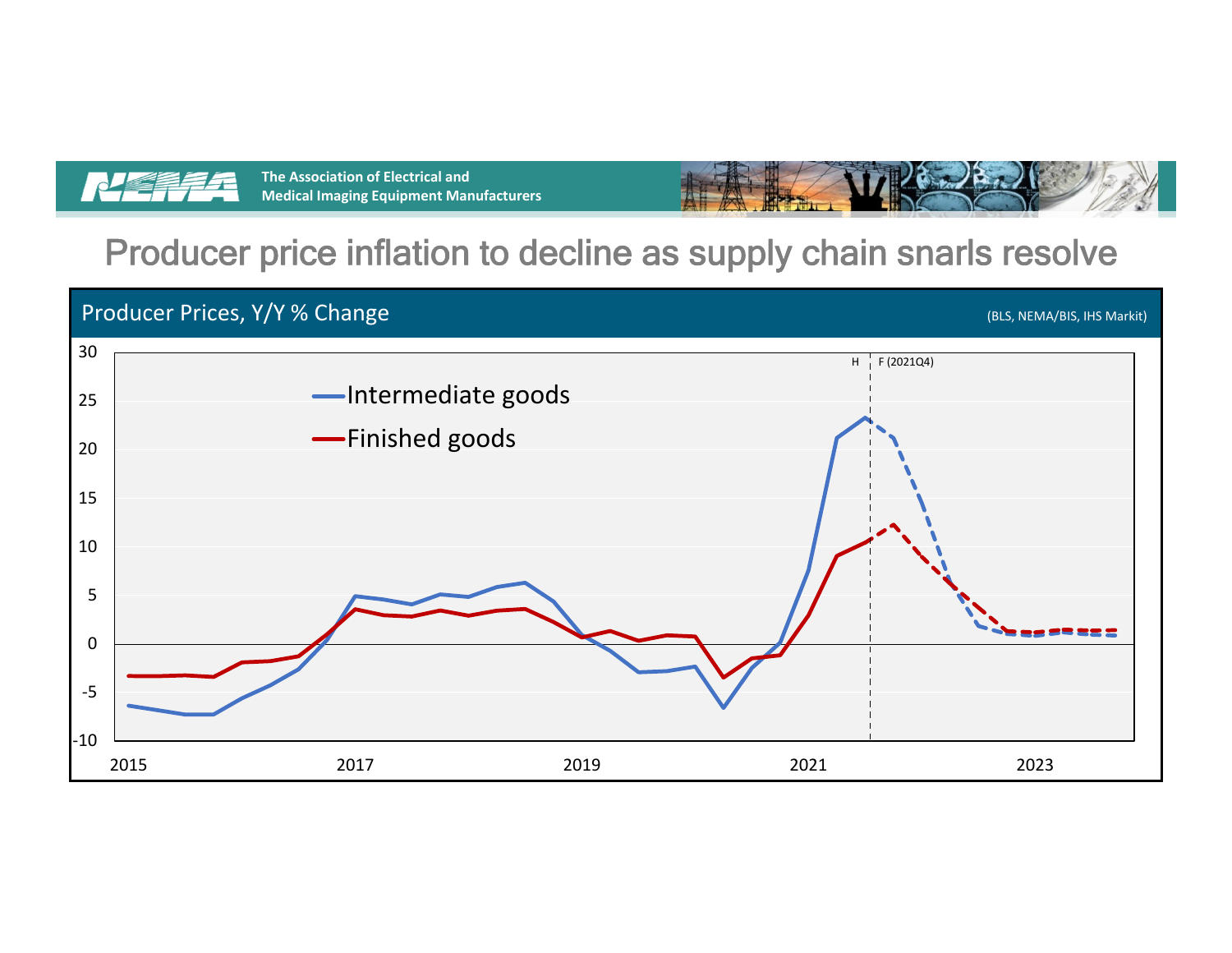# Producer price inflation to decline as supply chain snarls resolve

## Producer Prices, Y/Y % Change

(BLS, NEMA/BIS, IHS Markit)

H | F (2021Q4)

- Intermediate goods
- Finished goods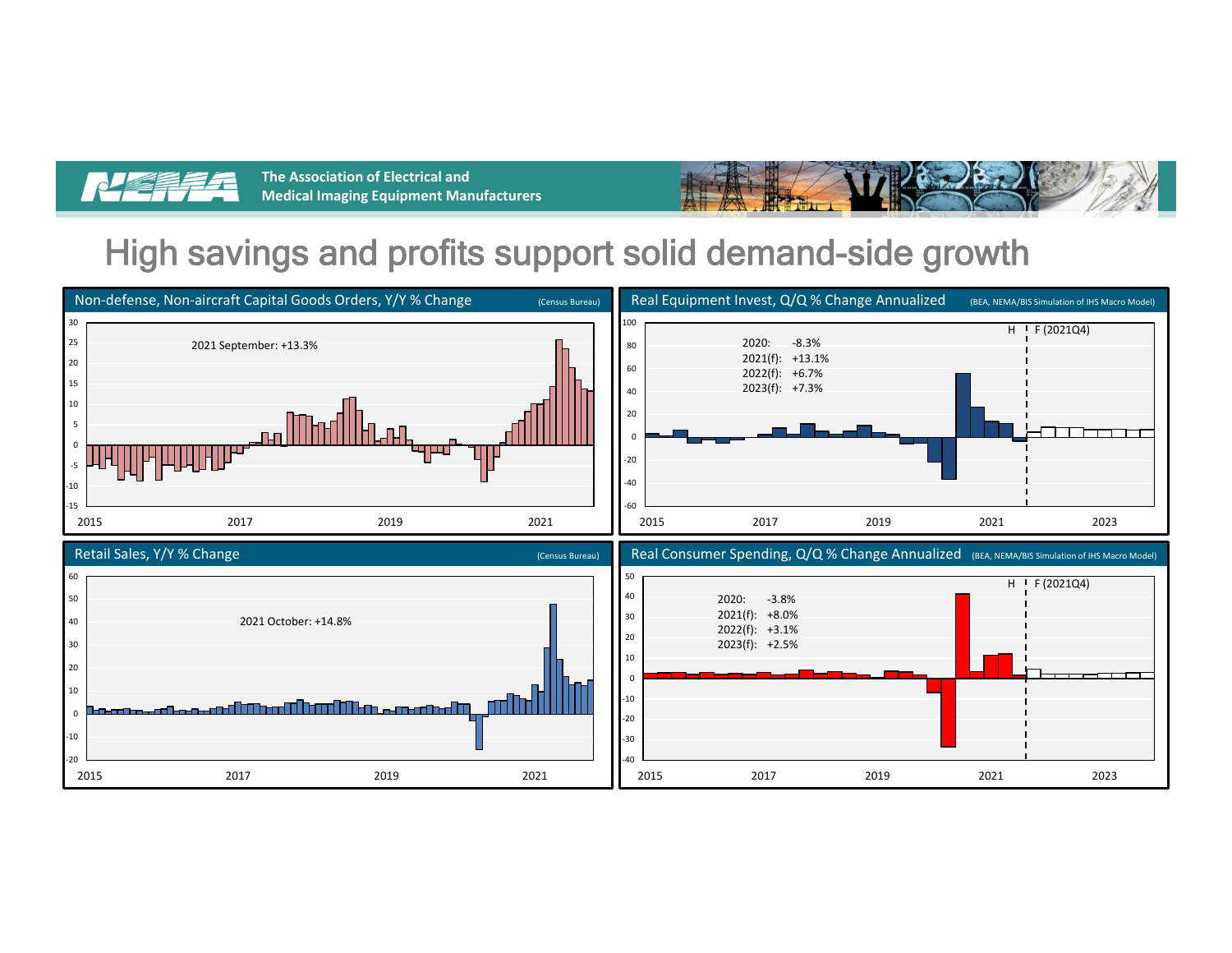The Association of Electrical and Medical Imaging Equipment Manufacturers

# High savings and profits support solid demand-side growth

## Non-defense, Non-aircraft Capital Goods Orders, Y/Y % Change

(Census Bureau)

2021 September: +13.3%

## Real Equipment Invest, Q/Q % Change Annualized

(BEA, NEMA/BIS Simulation of IHS Macro Model)

H | F (2021Q4)

2020: -8.3%
2021(f): +13.1%
2022(f): +6.7%
2023(f): +7.3%

## Retail Sales, Y/Y % Change

(Census Bureau)

2021 October: +14.8%

## Real Consumer Spending, Q/Q % Change Annualized

(BEA, NEMA/BIS Simulation of IHS Macro Model)

H | F (2021Q4)

2020: -3.8%
2021(f): +8.0%
2022(f): +3.1%
2023(f): +2.5%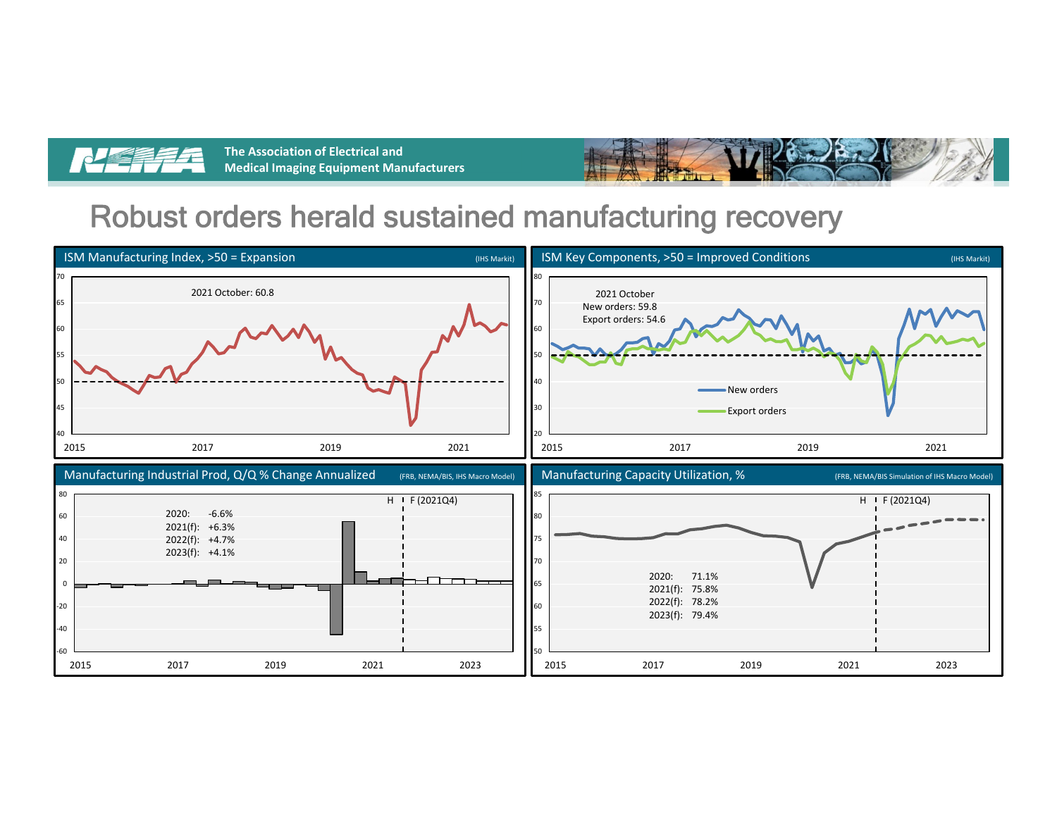# Robust orders herald sustained manufacturing recovery

## ISM Manufacturing Index, >50 = Expansion

(IHS Markit)

2021 October: 60.8

## ISM Key Components, >50 = Improved Conditions

(IHS Markit)

2021 October
New orders: 59.8
Export orders: 54.6

New orders
Export orders

## Manufacturing Industrial Prod, Q/Q % Change Annualized

(FRB, NEMA/BIS, IHS Macro Model)

H | F (2021Q4)

| | |
|---|---|
| 2020: | -6.6% |
| 2021(f): | +6.3% |
| 2022(f): | +4.7% |
| 2023(f): | +4.1% |

## Manufacturing Capacity Utilization, %

(FRB, NEMA/BIS Simulation of IHS Macro Model)

H | F (2021Q4)

| | |
|---|---|
| 2020: | 71.1% |
| 2021(f): | 75.8% |
| 2022(f): | 78.2% |
| 2023(f): | 79.4% |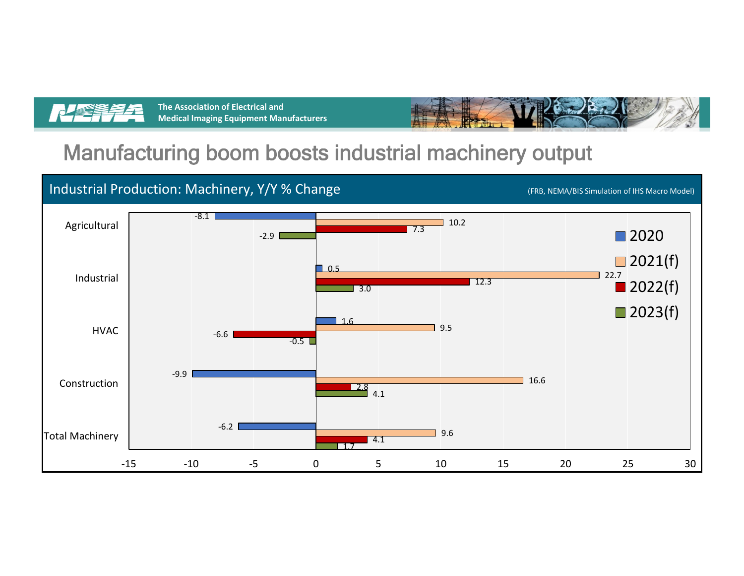# Manufacturing boom boosts industrial machinery output

## Industrial Production: Machinery, Y/Y % Change

(FRB, NEMA/BIS Simulation of IHS Macro Model)

| | 2020 | 2021(f) | 2022(f) | 2023(f) |
|---|---|---|---|---|
| Agricultural | -8.1 | 10.2 | 7.3 | -2.9 |
| Industrial | 0.5 | 22.7 | 12.3 | 3.0 |
| HVAC | 1.6 | 9.5 | -6.6 | -0.5 |
| Construction | -9.9 | 16.6 | 2.8 | 4.1 |
| Total Machinery | -6.2 | 9.6 | 4.1 | 1.7 |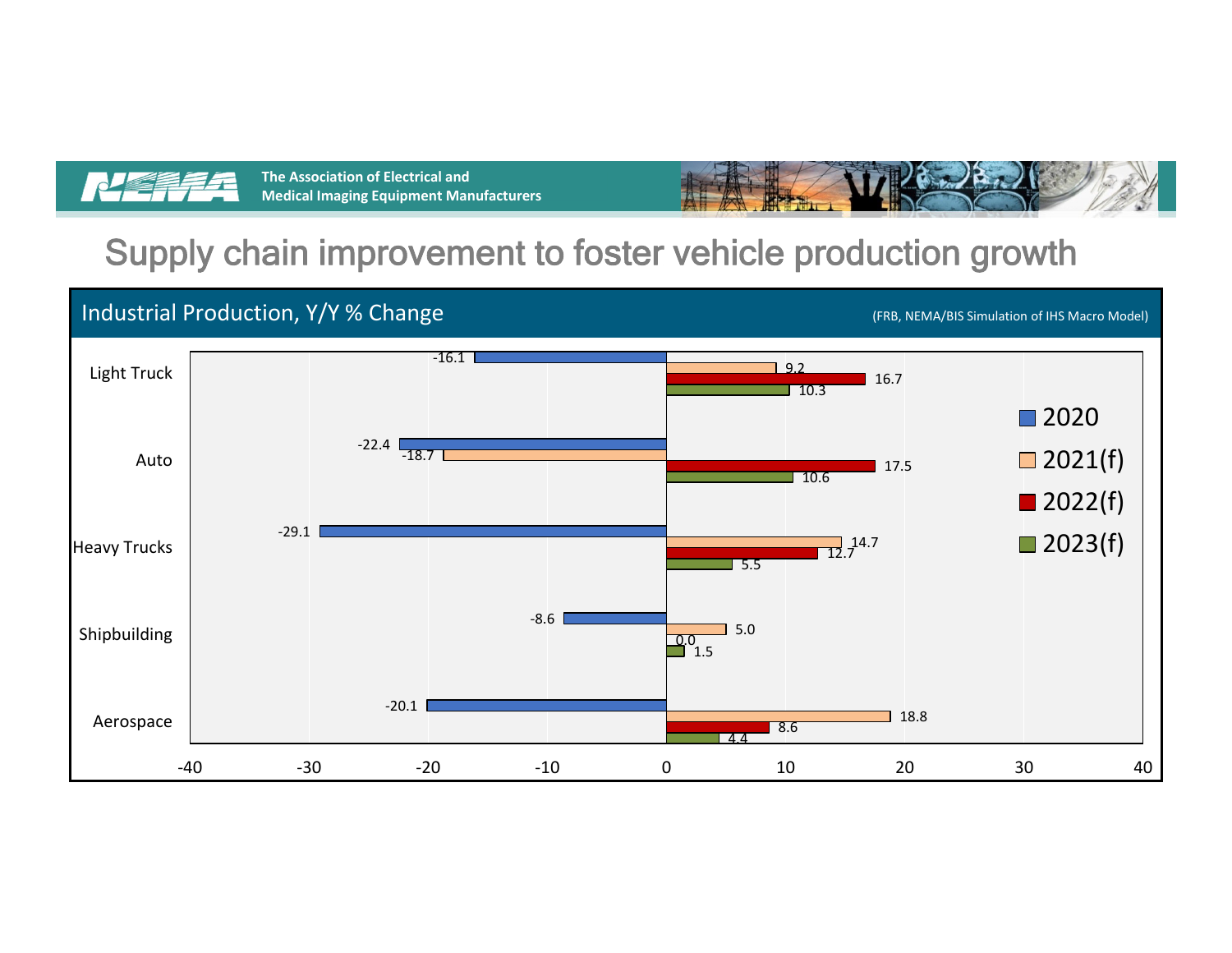# Supply chain improvement to foster vehicle production growth

## Industrial Production, Y/Y % Change

(FRB, NEMA/BIS Simulation of IHS Macro Model)

| | 2020 | 2021(f) | 2022(f) | 2023(f) |
|---|---|---|---|---|
| Light Truck | -16.1 | 9.2 | 16.7 | 10.3 |
| Auto | -22.4 | -18.7 | 17.5 | 10.6 |
| Heavy Trucks | -29.1 | 14.7 | 12.7 | 5.5 |
| Shipbuilding | -8.6 | 5.0 | 0.0 | 1.5 |
| Aerospace | -20.1 | 18.8 | 8.6 | 4.4 |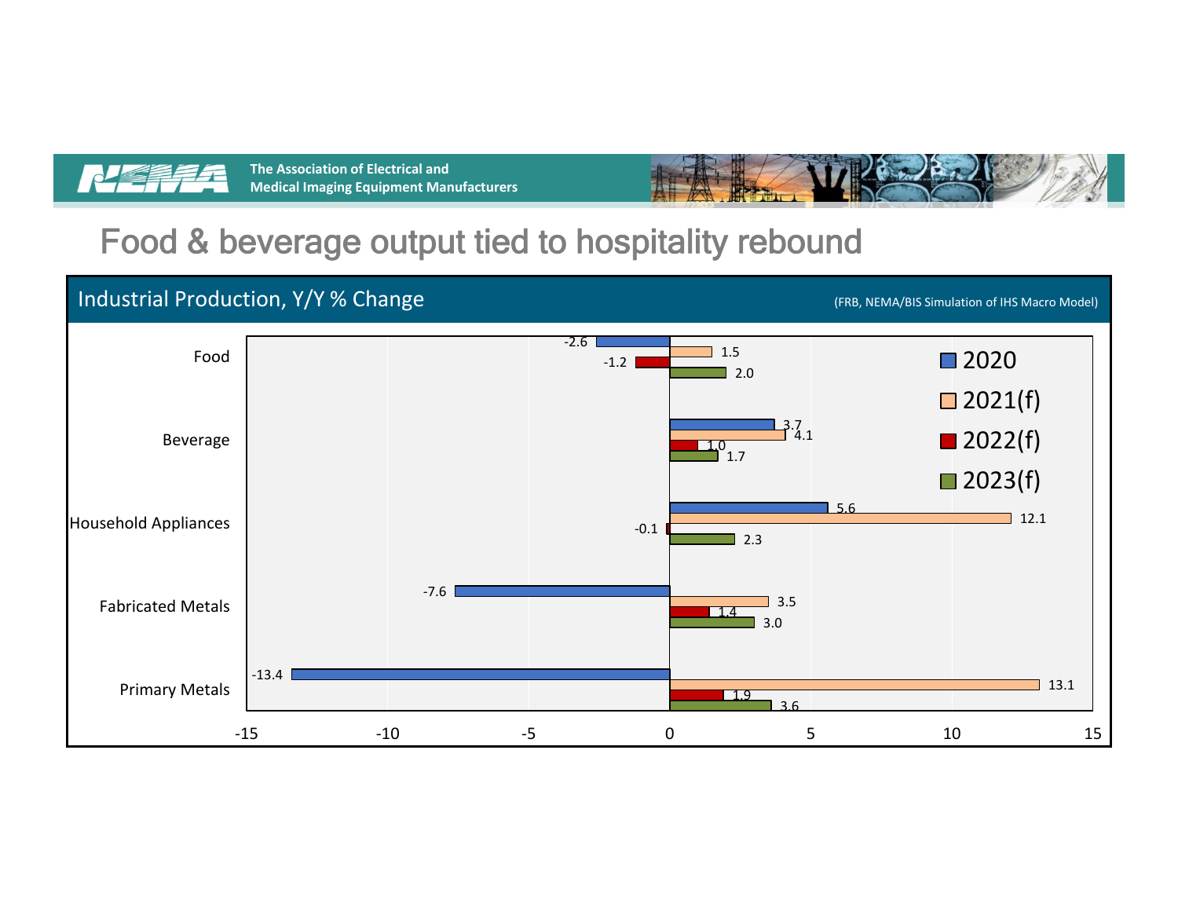# Food & beverage output tied to hospitality rebound

## Industrial Production, Y/Y % Change

(FRB, NEMA/BIS Simulation of IHS Macro Model)

| | 2020 | 2021(f) | 2022(f) | 2023(f) |
|---|---|---|---|---|
| Food | -2.6 | 1.5 | -1.2 | 2.0 |
| Beverage | 3.7 | 4.1 | 1.0 | 1.7 |
| Household Appliances | 5.6 | 12.1 | -0.1 | 2.3 |
| Fabricated Metals | -7.6 | 3.5 | 1.4 | 3.0 |
| Primary Metals | -13.4 | 13.1 | 1.9 | 3.6 |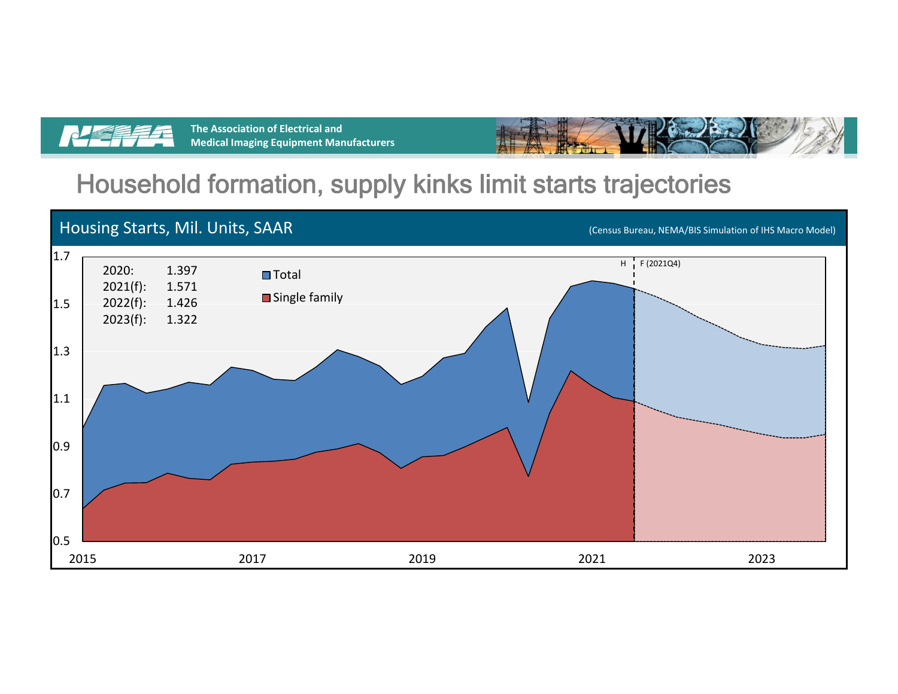# Household formation, supply kinks limit starts trajectories

## Housing Starts, Mil. Units, SAAR

(Census Bureau, NEMA/BIS Simulation of IHS Macro Model)

| | |
|---|---|
| 2020: | 1.397 |
| 2021(f): | 1.571 |
| 2022(f): | 1.426 |
| 2023(f): | 1.322 |

- Total
- Single family

H | F (2021Q4)

1.7, 1.5, 1.3, 1.1, 0.9, 0.7, 0.5

2015, 2017, 2019, 2021, 2023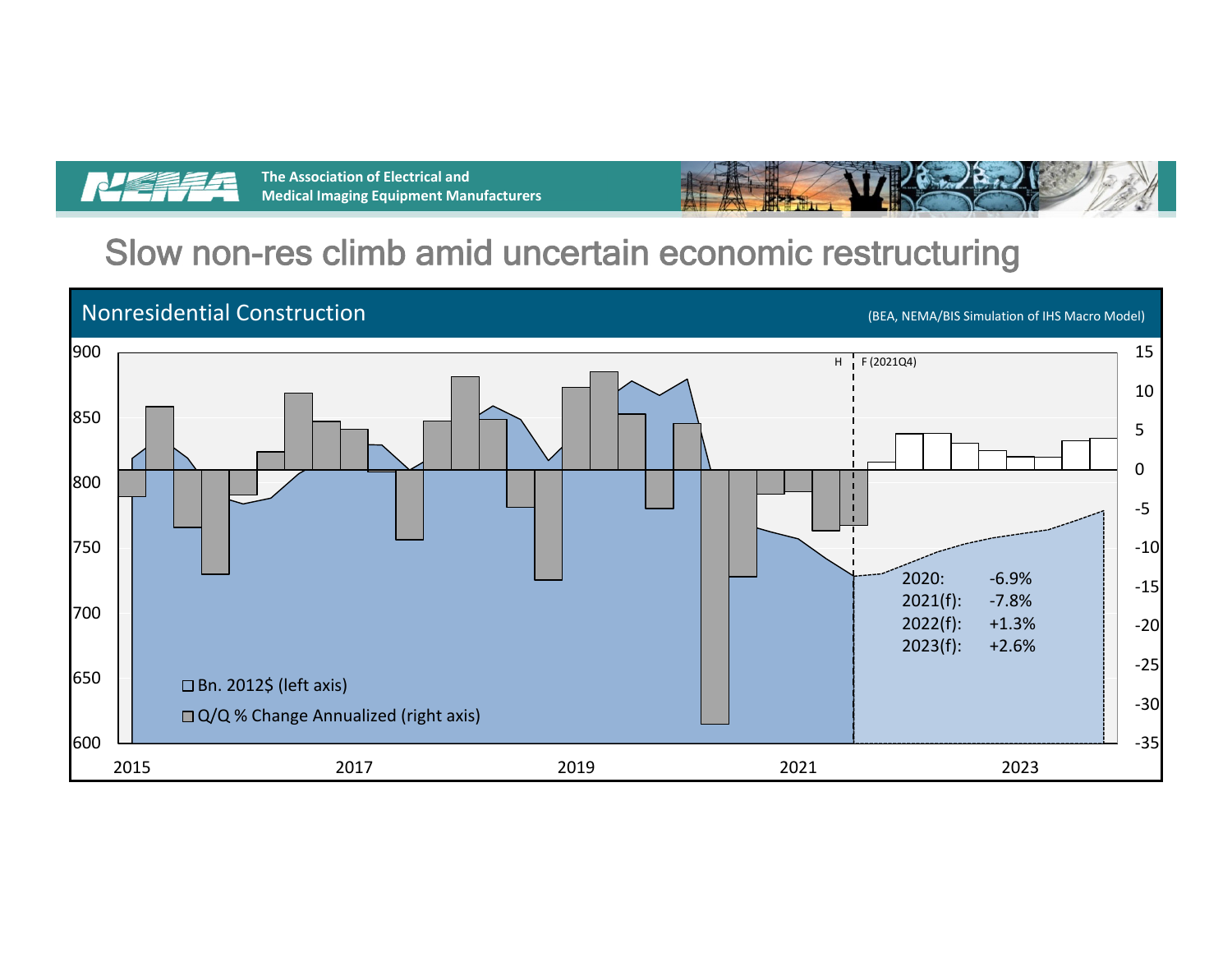# Slow non-res climb amid uncertain economic restructuring

## Nonresidential Construction

(BEA, NEMA/BIS Simulation of IHS Macro Model)

H | F (2021Q4)

- Bn. 2012$ (left axis)
- Q/Q % Change Annualized (right axis)

| | |
|---|---|
| 2020: | -6.9% |
| 2021(f): | -7.8% |
| 2022(f): | +1.3% |
| 2023(f): | +2.6% |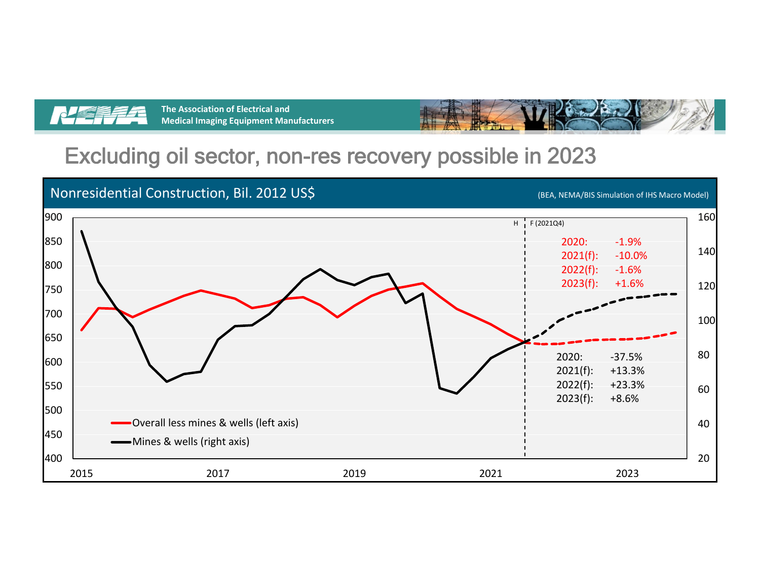# Excluding oil sector, non-res recovery possible in 2023

## Nonresidential Construction, Bil. 2012 US$

(BEA, NEMA/BIS Simulation of IHS Macro Model)

H | F (2021Q4)

Overall less mines & wells (left axis):

| Year | Change |
|---|---|
| 2020: | -1.9% |
| 2021(f): | -10.0% |
| 2022(f): | -1.6% |
| 2023(f): | +1.6% |

Mines & wells (right axis):

| Year | Change |
|---|---|
| 2020: | -37.5% |
| 2021(f): | +13.3% |
| 2022(f): | +23.3% |
| 2023(f): | +8.6% |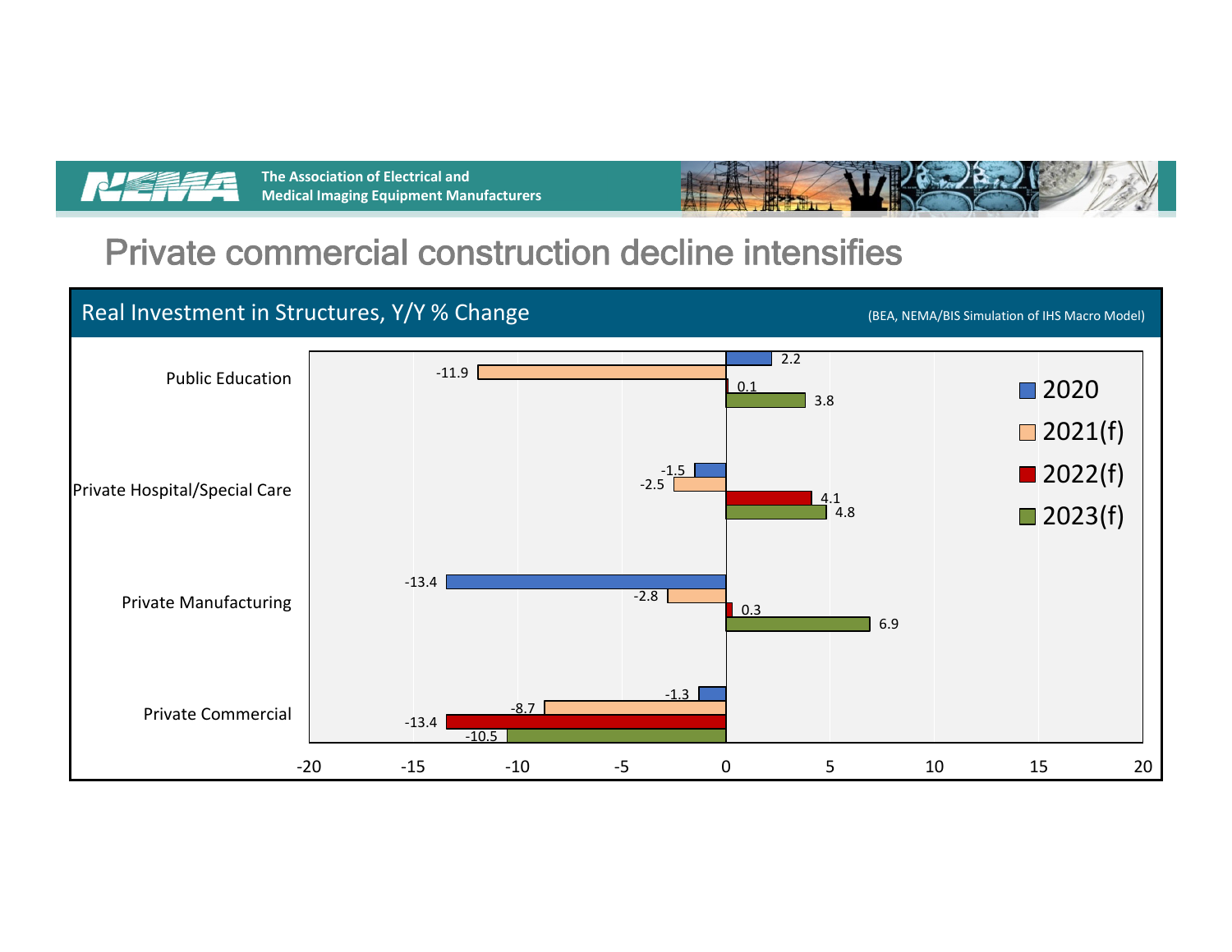# Private commercial construction decline intensifies

## Real Investment in Structures, Y/Y % Change

(BEA, NEMA/BIS Simulation of IHS Macro Model)

| | 2020 | 2021(f) | 2022(f) | 2023(f) |
|---|---|---|---|---|
| Public Education | 2.2 | -11.9 | 0.1 | 3.8 |
| Private Hospital/Special Care | -1.5 | -2.5 | 4.1 | 4.8 |
| Private Manufacturing | -13.4 | -2.8 | 0.3 | 6.9 |
| Private Commercial | -1.3 | -8.7 | -13.4 | -10.5 |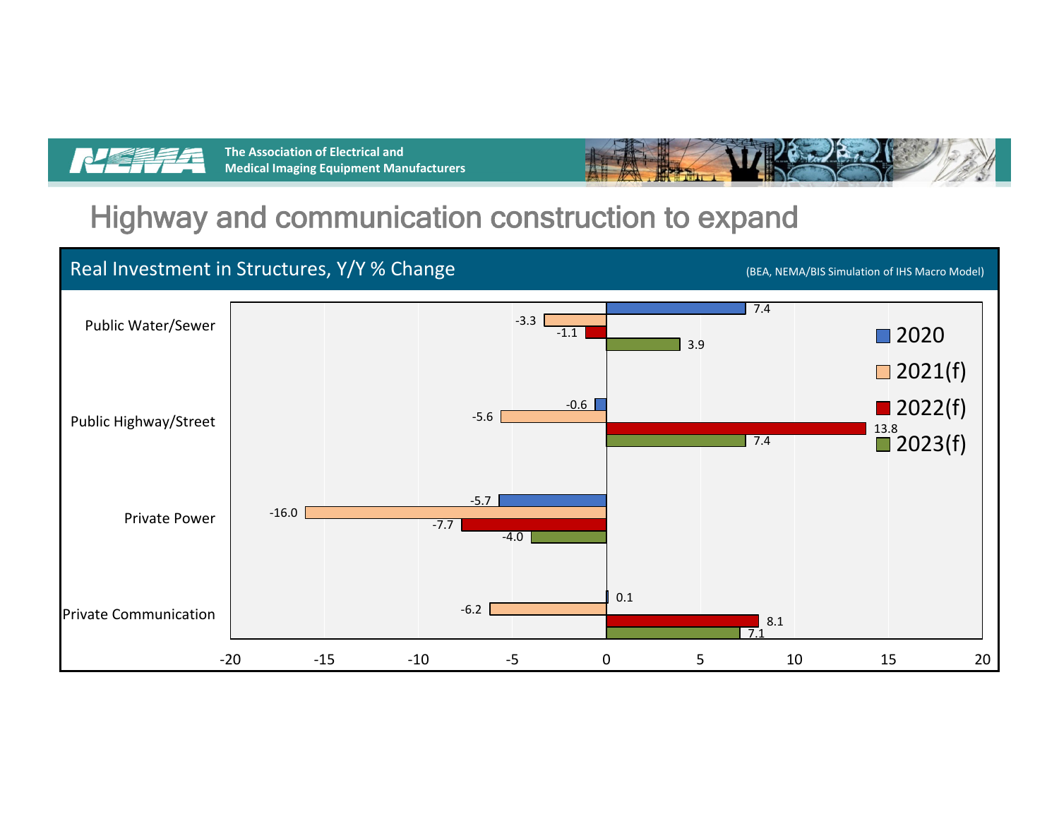The Association of Electrical and Medical Imaging Equipment Manufacturers

# Highway and communication construction to expand

## Real Investment in Structures, Y/Y % Change

(BEA, NEMA/BIS Simulation of IHS Macro Model)

| | 2020 | 2021(f) | 2022(f) | 2023(f) |
|---|---|---|---|---|
| Public Water/Sewer | 7.4 | -3.3 | -1.1 | 3.9 |
| Public Highway/Street | -0.6 | -5.6 | 13.8 | 7.4 |
| Private Power | -5.7 | -16.0 | -7.7 | -4.0 |
| Private Communication | 0.1 | -6.2 | 8.1 | 7.1 |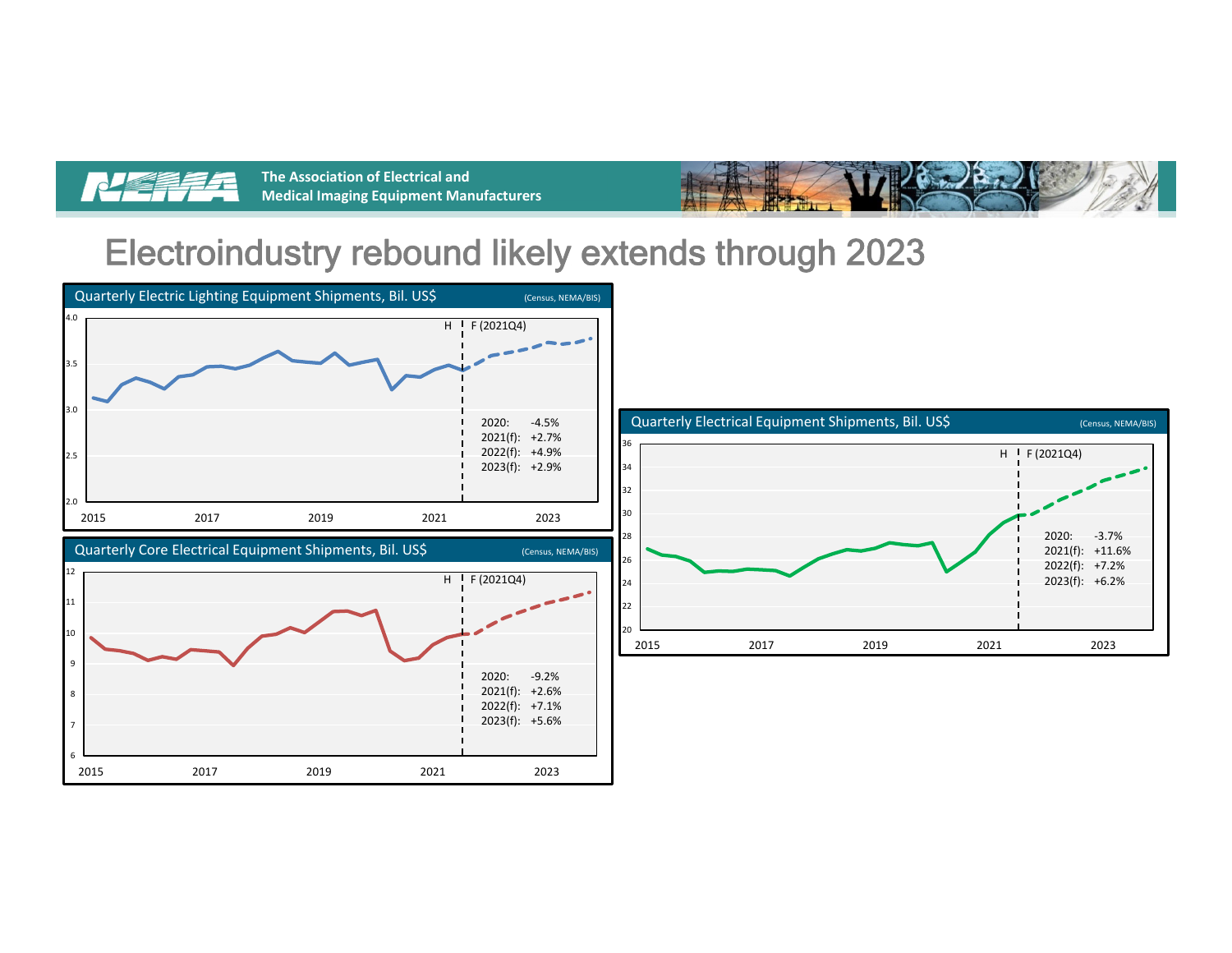The Association of Electrical and Medical Imaging Equipment Manufacturers

# Electroindustry rebound likely extends through 2023

## Quarterly Electric Lighting Equipment Shipments, Bil. US$

(Census, NEMA/BIS)

4.0
3.5
3.0
2.5
2.0

2015 2017 2019 2021 2023

H F (2021Q4)

2020: -4.5%
2021(f): +2.7%
2022(f): +4.9%
2023(f): +2.9%

## Quarterly Core Electrical Equipment Shipments, Bil. US$

(Census, NEMA/BIS)

12
11
10
9
8
7
6

2015 2017 2019 2021 2023

H F (2021Q4)

2020: -9.2%
2021(f): +2.6%
2022(f): +7.1%
2023(f): +5.6%

## Quarterly Electrical Equipment Shipments, Bil. US$

(Census, NEMA/BIS)

36
34
32
30
28
26
24
22
20

2015 2017 2019 2021 2023

H F (2021Q4)

2020: -3.7%
2021(f): +11.6%
2022(f): +7.2%
2023(f): +6.2%